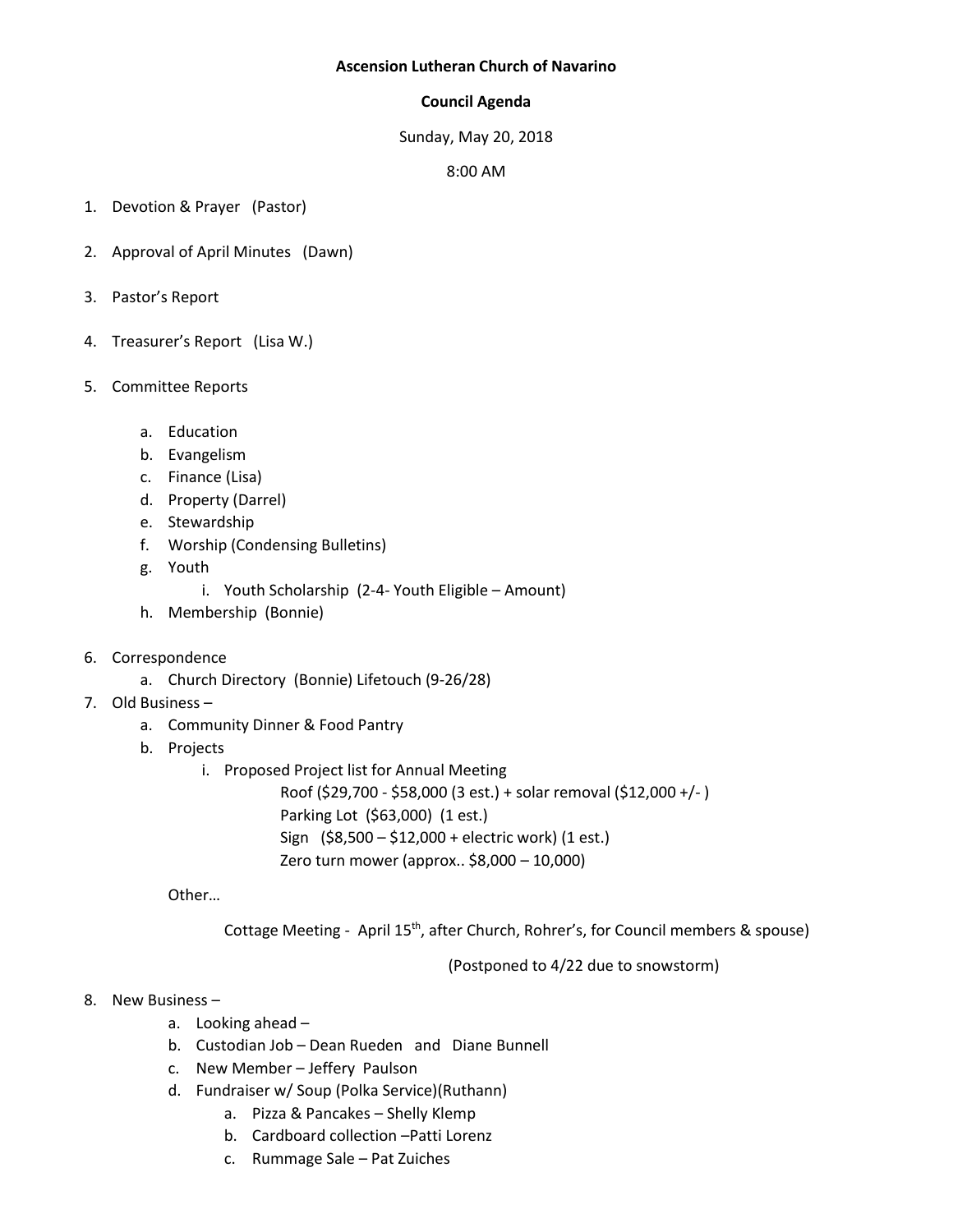**Ascension Lutheran Church of Navarino**

**Council Agenda**

Sunday, May 20, 2018

8:00 AM

1. Devotion & Prayer (Pastor)
2. Approval of April Minutes (Dawn)
3. Pastor's Report
4. Treasurer's Report (Lisa W.)
5. Committee Reports
   a. Education
   b. Evangelism
   c. Finance (Lisa)
   d. Property (Darrel)
   e. Stewardship
   f. Worship (Condensing Bulletins)
   g. Youth
      i. Youth Scholarship (2-4- Youth Eligible – Amount)
   h. Membership (Bonnie)
6. Correspondence
   a. Church Directory (Bonnie) Lifetouch (9-26/28)
7. Old Business –
   a. Community Dinner & Food Pantry
   b. Projects
      i. Proposed Project list for Annual Meeting
         Roof ($29,700 - $58,000 (3 est.) + solar removal ($12,000 +/- )
         Parking Lot ($63,000) (1 est.)
         Sign ($8,500 – $12,000 + electric work) (1 est.)
         Zero turn mower (approx.. $8,000 – 10,000)

   Other…

      Cottage Meeting - April 15th, after Church, Rohrer's, for Council members & spouse)

      (Postponed to 4/22 due to snowstorm)

8. New Business –
   a. Looking ahead –
   b. Custodian Job – Dean Rueden and Diane Bunnell
   c. New Member – Jeffery Paulson
   d. Fundraiser w/ Soup (Polka Service)(Ruthann)
      a. Pizza & Pancakes – Shelly Klemp
      b. Cardboard collection –Patti Lorenz
      c. Rummage Sale – Pat Zuiches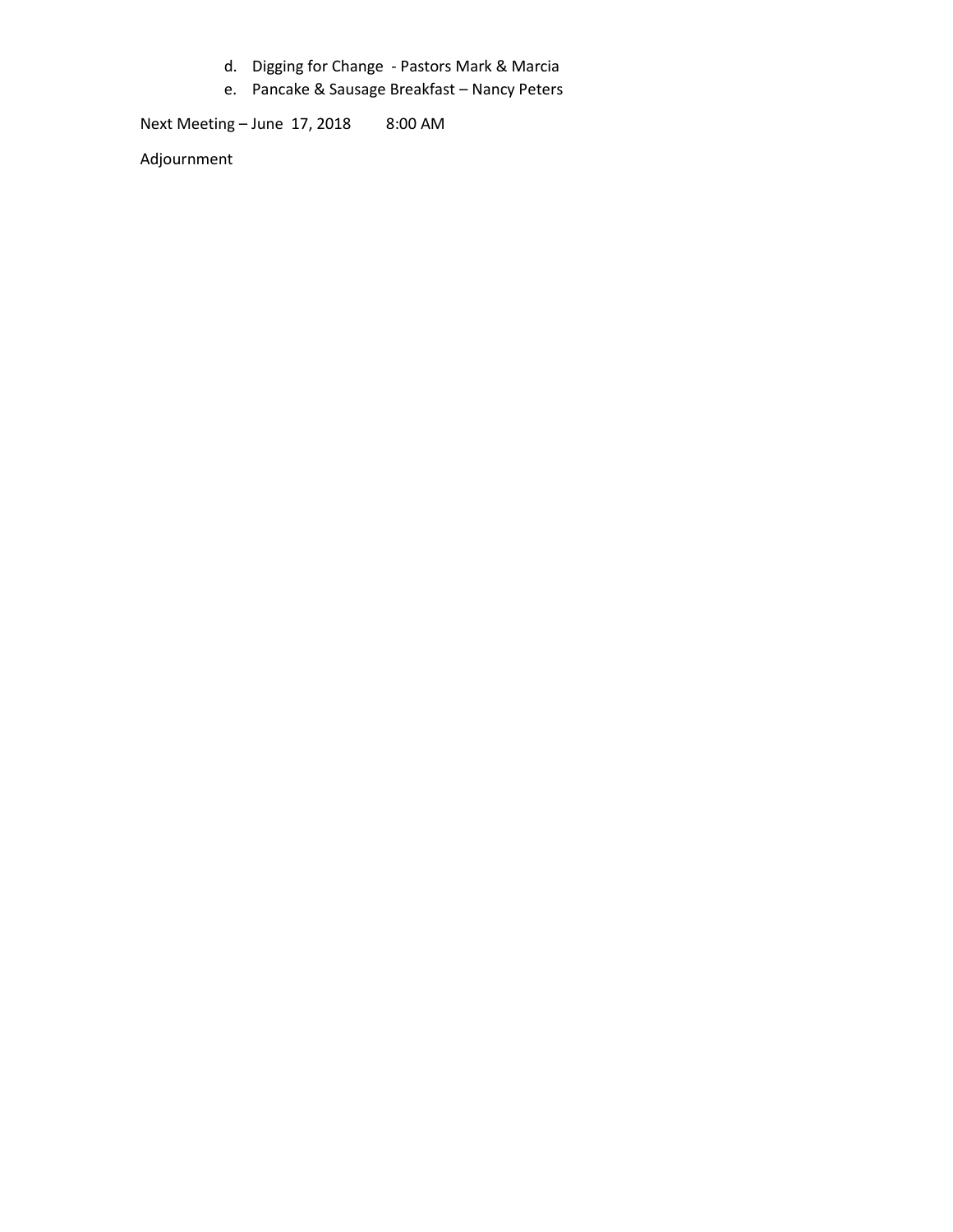d. Digging for Change - Pastors Mark & Marcia
e. Pancake & Sausage Breakfast – Nancy Peters

Next Meeting – June 17, 2018 8:00 AM

Adjournment